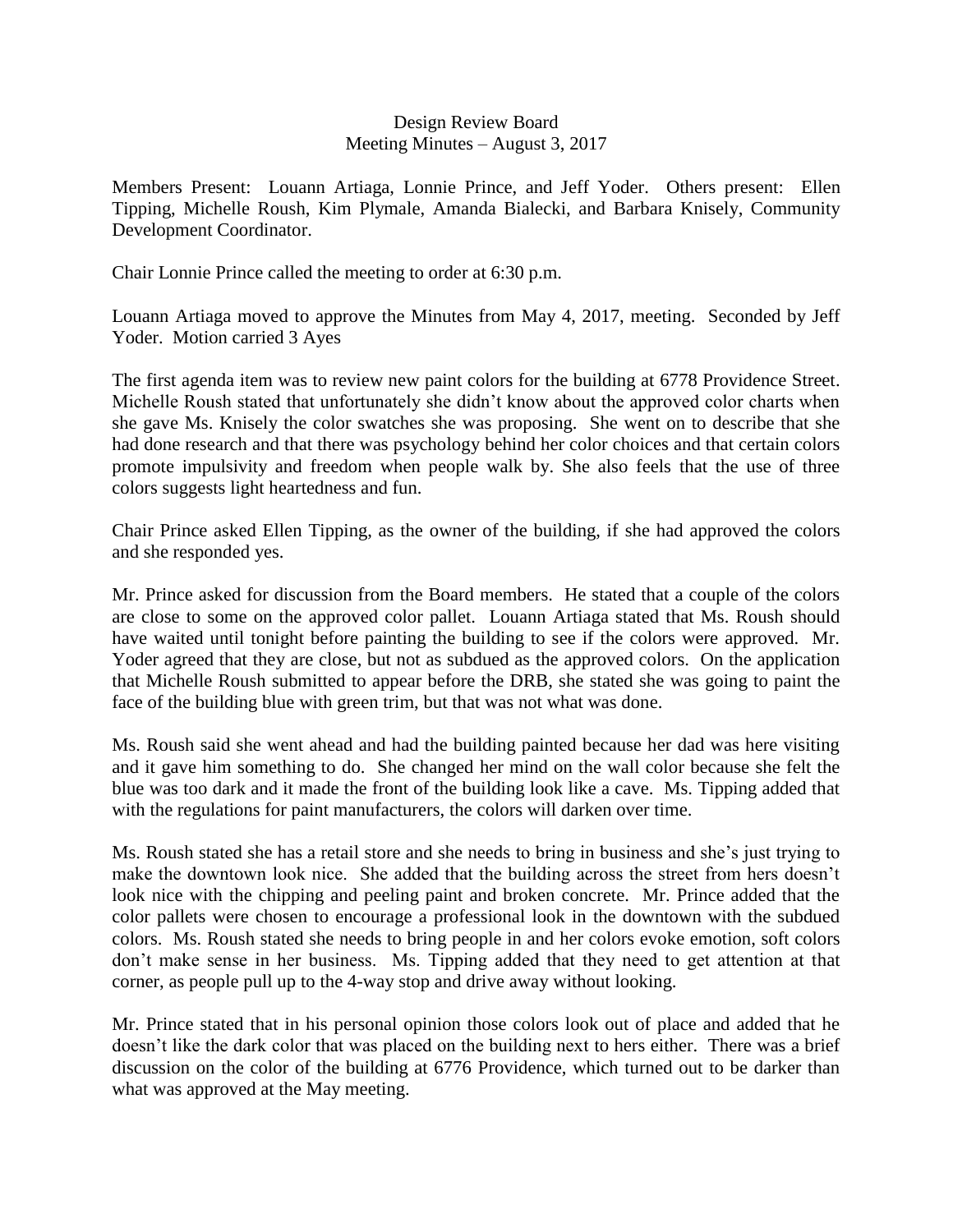Design Review Board
Meeting Minutes – August 3, 2017

Members Present: Louann Artiaga, Lonnie Prince, and Jeff Yoder. Others present: Ellen Tipping, Michelle Roush, Kim Plymale, Amanda Bialecki, and Barbara Knisely, Community Development Coordinator.

Chair Lonnie Prince called the meeting to order at 6:30 p.m.

Louann Artiaga moved to approve the Minutes from May 4, 2017, meeting. Seconded by Jeff Yoder. Motion carried 3 Ayes

The first agenda item was to review new paint colors for the building at 6778 Providence Street. Michelle Roush stated that unfortunately she didn't know about the approved color charts when she gave Ms. Knisely the color swatches she was proposing. She went on to describe that she had done research and that there was psychology behind her color choices and that certain colors promote impulsivity and freedom when people walk by. She also feels that the use of three colors suggests light heartedness and fun.

Chair Prince asked Ellen Tipping, as the owner of the building, if she had approved the colors and she responded yes.

Mr. Prince asked for discussion from the Board members. He stated that a couple of the colors are close to some on the approved color pallet. Louann Artiaga stated that Ms. Roush should have waited until tonight before painting the building to see if the colors were approved. Mr. Yoder agreed that they are close, but not as subdued as the approved colors. On the application that Michelle Roush submitted to appear before the DRB, she stated she was going to paint the face of the building blue with green trim, but that was not what was done.

Ms. Roush said she went ahead and had the building painted because her dad was here visiting and it gave him something to do. She changed her mind on the wall color because she felt the blue was too dark and it made the front of the building look like a cave. Ms. Tipping added that with the regulations for paint manufacturers, the colors will darken over time.

Ms. Roush stated she has a retail store and she needs to bring in business and she's just trying to make the downtown look nice. She added that the building across the street from hers doesn't look nice with the chipping and peeling paint and broken concrete. Mr. Prince added that the color pallets were chosen to encourage a professional look in the downtown with the subdued colors. Ms. Roush stated she needs to bring people in and her colors evoke emotion, soft colors don't make sense in her business. Ms. Tipping added that they need to get attention at that corner, as people pull up to the 4-way stop and drive away without looking.

Mr. Prince stated that in his personal opinion those colors look out of place and added that he doesn't like the dark color that was placed on the building next to hers either. There was a brief discussion on the color of the building at 6776 Providence, which turned out to be darker than what was approved at the May meeting.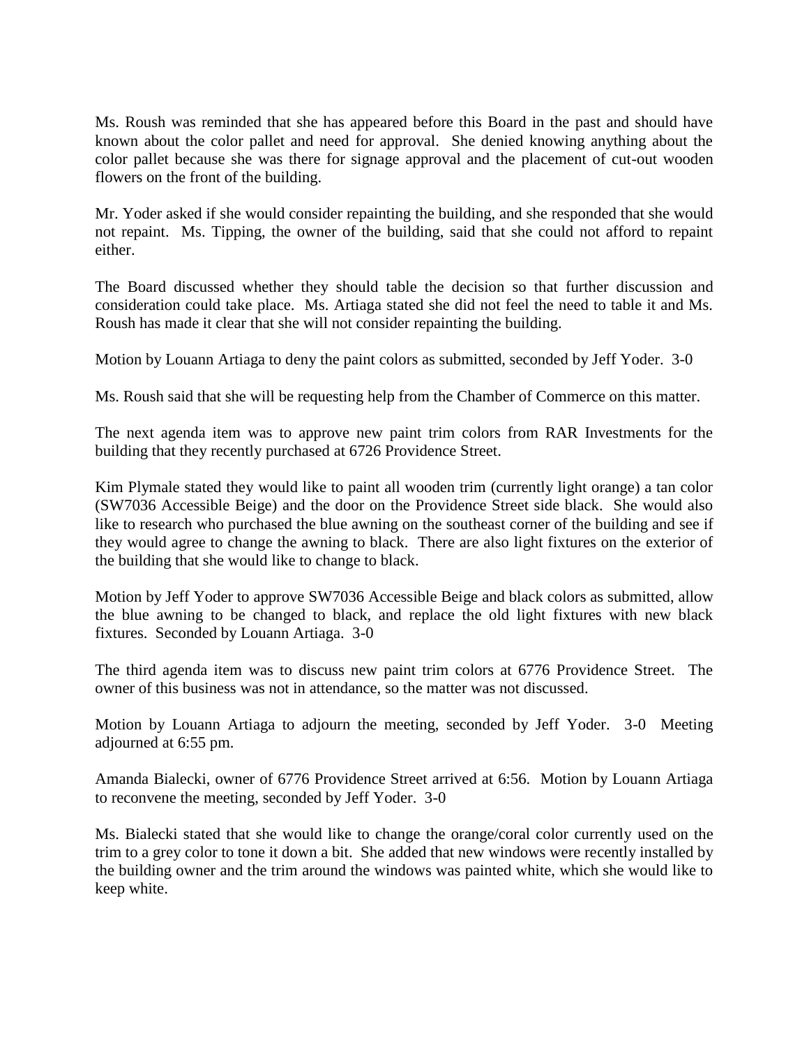Ms. Roush was reminded that she has appeared before this Board in the past and should have known about the color pallet and need for approval. She denied knowing anything about the color pallet because she was there for signage approval and the placement of cut-out wooden flowers on the front of the building.

Mr. Yoder asked if she would consider repainting the building, and she responded that she would not repaint. Ms. Tipping, the owner of the building, said that she could not afford to repaint either.

The Board discussed whether they should table the decision so that further discussion and consideration could take place. Ms. Artiaga stated she did not feel the need to table it and Ms. Roush has made it clear that she will not consider repainting the building.

Motion by Louann Artiaga to deny the paint colors as submitted, seconded by Jeff Yoder. 3-0

Ms. Roush said that she will be requesting help from the Chamber of Commerce on this matter.

The next agenda item was to approve new paint trim colors from RAR Investments for the building that they recently purchased at 6726 Providence Street.

Kim Plymale stated they would like to paint all wooden trim (currently light orange) a tan color (SW7036 Accessible Beige) and the door on the Providence Street side black. She would also like to research who purchased the blue awning on the southeast corner of the building and see if they would agree to change the awning to black. There are also light fixtures on the exterior of the building that she would like to change to black.

Motion by Jeff Yoder to approve SW7036 Accessible Beige and black colors as submitted, allow the blue awning to be changed to black, and replace the old light fixtures with new black fixtures. Seconded by Louann Artiaga. 3-0

The third agenda item was to discuss new paint trim colors at 6776 Providence Street. The owner of this business was not in attendance, so the matter was not discussed.

Motion by Louann Artiaga to adjourn the meeting, seconded by Jeff Yoder. 3-0 Meeting adjourned at 6:55 pm.

Amanda Bialecki, owner of 6776 Providence Street arrived at 6:56. Motion by Louann Artiaga to reconvene the meeting, seconded by Jeff Yoder. 3-0

Ms. Bialecki stated that she would like to change the orange/coral color currently used on the trim to a grey color to tone it down a bit. She added that new windows were recently installed by the building owner and the trim around the windows was painted white, which she would like to keep white.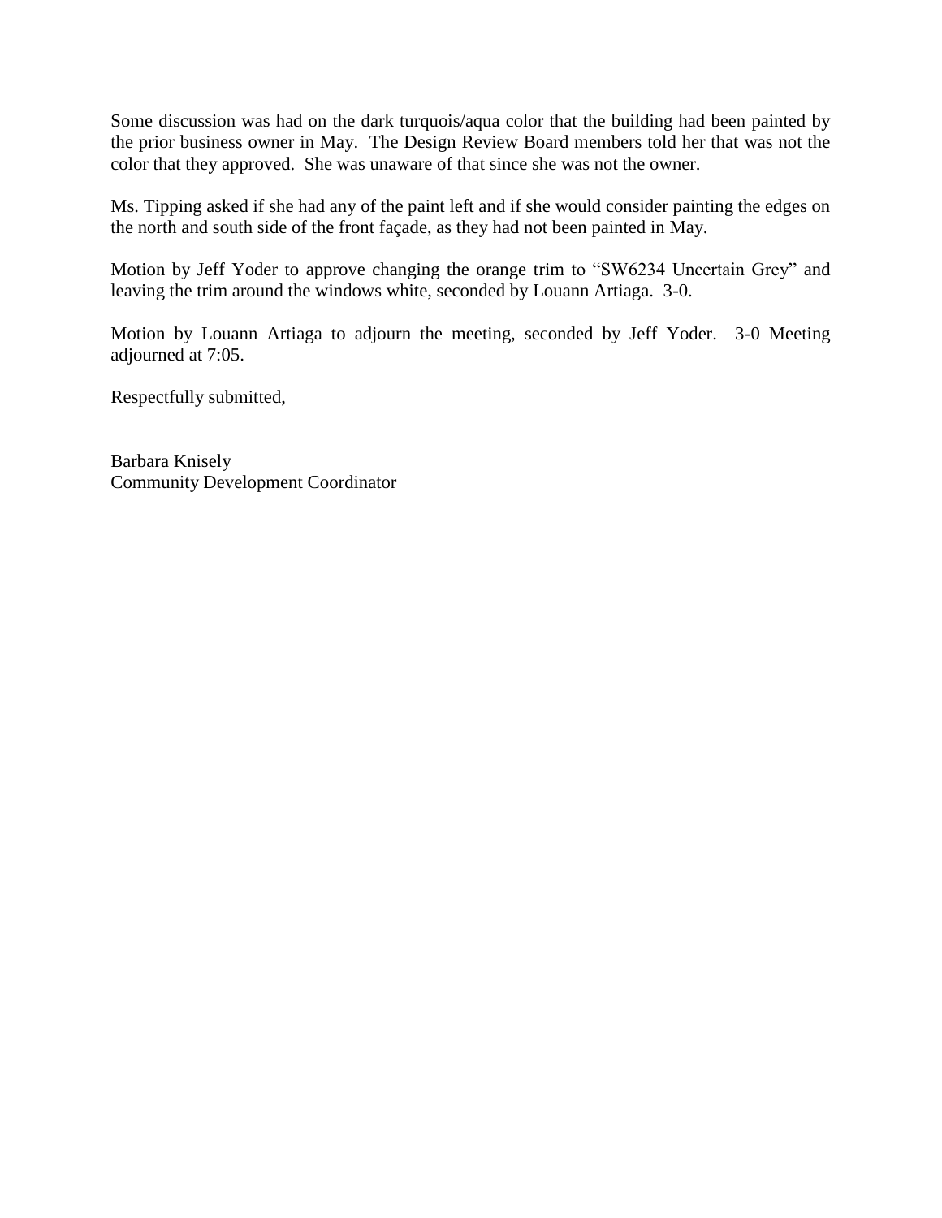Some discussion was had on the dark turquois/aqua color that the building had been painted by the prior business owner in May. The Design Review Board members told her that was not the color that they approved. She was unaware of that since she was not the owner.

Ms. Tipping asked if she had any of the paint left and if she would consider painting the edges on the north and south side of the front façade, as they had not been painted in May.

Motion by Jeff Yoder to approve changing the orange trim to "SW6234 Uncertain Grey" and leaving the trim around the windows white, seconded by Louann Artiaga. 3-0.

Motion by Louann Artiaga to adjourn the meeting, seconded by Jeff Yoder. 3-0 Meeting adjourned at 7:05.

Respectfully submitted,

Barbara Knisely
Community Development Coordinator